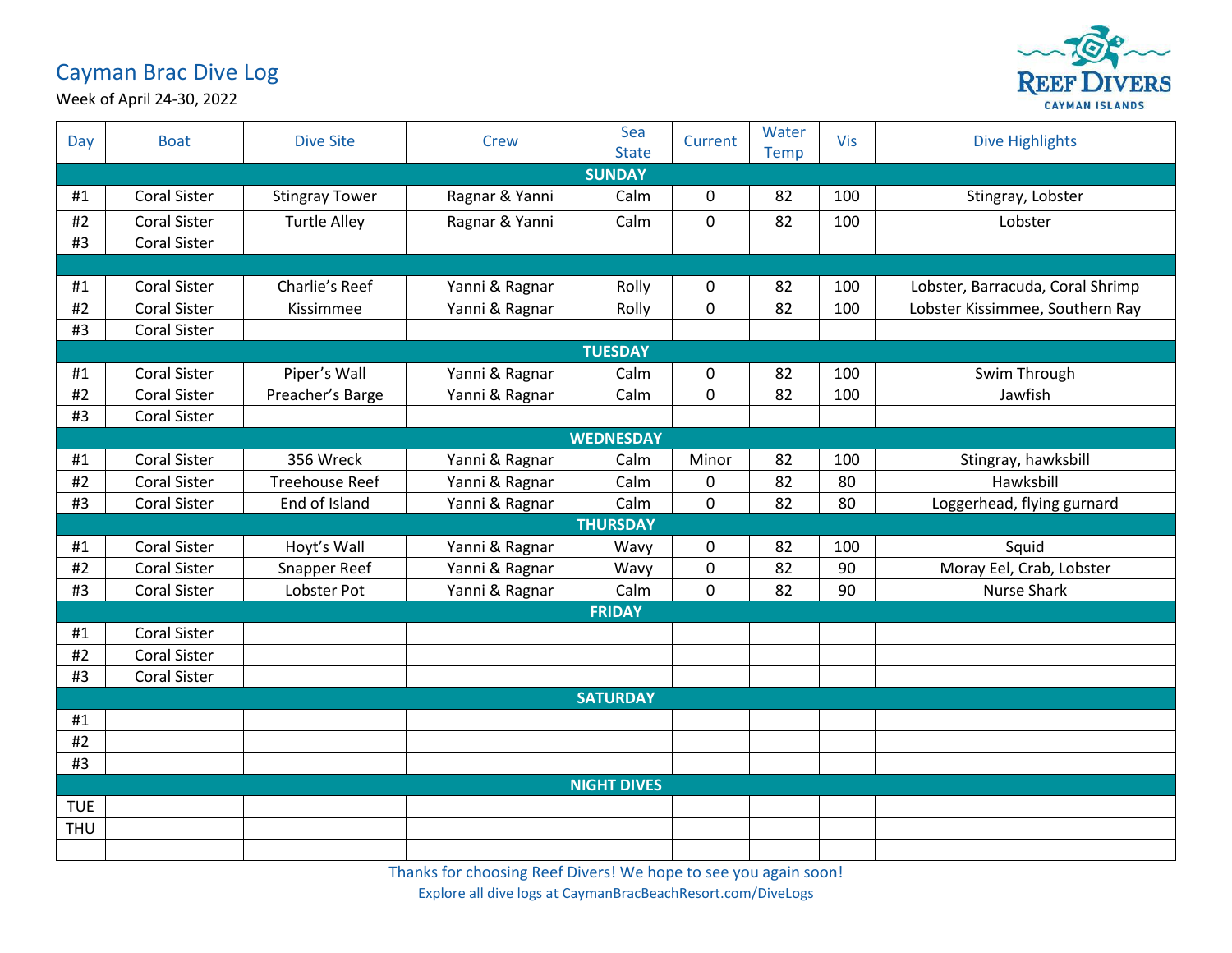# Cayman Brac Dive Log

Week of April 24-30, 2022

REEF DIVERS
CAYMAN ISLANDS

| Day | Boat | Dive Site | Crew | Sea State | Current | Water Temp | Vis | Dive Highlights |
|---|---|---|---|---|---|---|---|---|
| **SUNDAY** | | | | | | | | |
| #1 | Coral Sister | Stingray Tower | Ragnar & Yanni | Calm | 0 | 82 | 100 | Stingray, Lobster |
| #2 | Coral Sister | Turtle Alley | Ragnar & Yanni | Calm | 0 | 82 | 100 | Lobster |
| #3 | Coral Sister | | | | | | | |
| | | | | | | | | |
| #1 | Coral Sister | Charlie's Reef | Yanni & Ragnar | Rolly | 0 | 82 | 100 | Lobster, Barracuda, Coral Shrimp |
| #2 | Coral Sister | Kissimmee | Yanni & Ragnar | Rolly | 0 | 82 | 100 | Lobster Kissimmee, Southern Ray |
| #3 | Coral Sister | | | | | | | |
| **TUESDAY** | | | | | | | | |
| #1 | Coral Sister | Piper's Wall | Yanni & Ragnar | Calm | 0 | 82 | 100 | Swim Through |
| #2 | Coral Sister | Preacher's Barge | Yanni & Ragnar | Calm | 0 | 82 | 100 | Jawfish |
| #3 | Coral Sister | | | | | | | |
| **WEDNESDAY** | | | | | | | | |
| #1 | Coral Sister | 356 Wreck | Yanni & Ragnar | Calm | Minor | 82 | 100 | Stingray, hawksbill |
| #2 | Coral Sister | Treehouse Reef | Yanni & Ragnar | Calm | 0 | 82 | 80 | Hawksbill |
| #3 | Coral Sister | End of Island | Yanni & Ragnar | Calm | 0 | 82 | 80 | Loggerhead, flying gurnard |
| **THURSDAY** | | | | | | | | |
| #1 | Coral Sister | Hoyt's Wall | Yanni & Ragnar | Wavy | 0 | 82 | 100 | Squid |
| #2 | Coral Sister | Snapper Reef | Yanni & Ragnar | Wavy | 0 | 82 | 90 | Moray Eel, Crab, Lobster |
| #3 | Coral Sister | Lobster Pot | Yanni & Ragnar | Calm | 0 | 82 | 90 | Nurse Shark |
| **FRIDAY** | | | | | | | | |
| #1 | Coral Sister | | | | | | | |
| #2 | Coral Sister | | | | | | | |
| #3 | Coral Sister | | | | | | | |
| **SATURDAY** | | | | | | | | |
| #1 | | | | | | | | |
| #2 | | | | | | | | |
| #3 | | | | | | | | |
| **NIGHT DIVES** | | | | | | | | |
| TUE | | | | | | | | |
| THU | | | | | | | | |
| | | | | | | | | |

Thanks for choosing Reef Divers! We hope to see you again soon!

Explore all dive logs at CaymanBracBeachResort.com/DiveLogs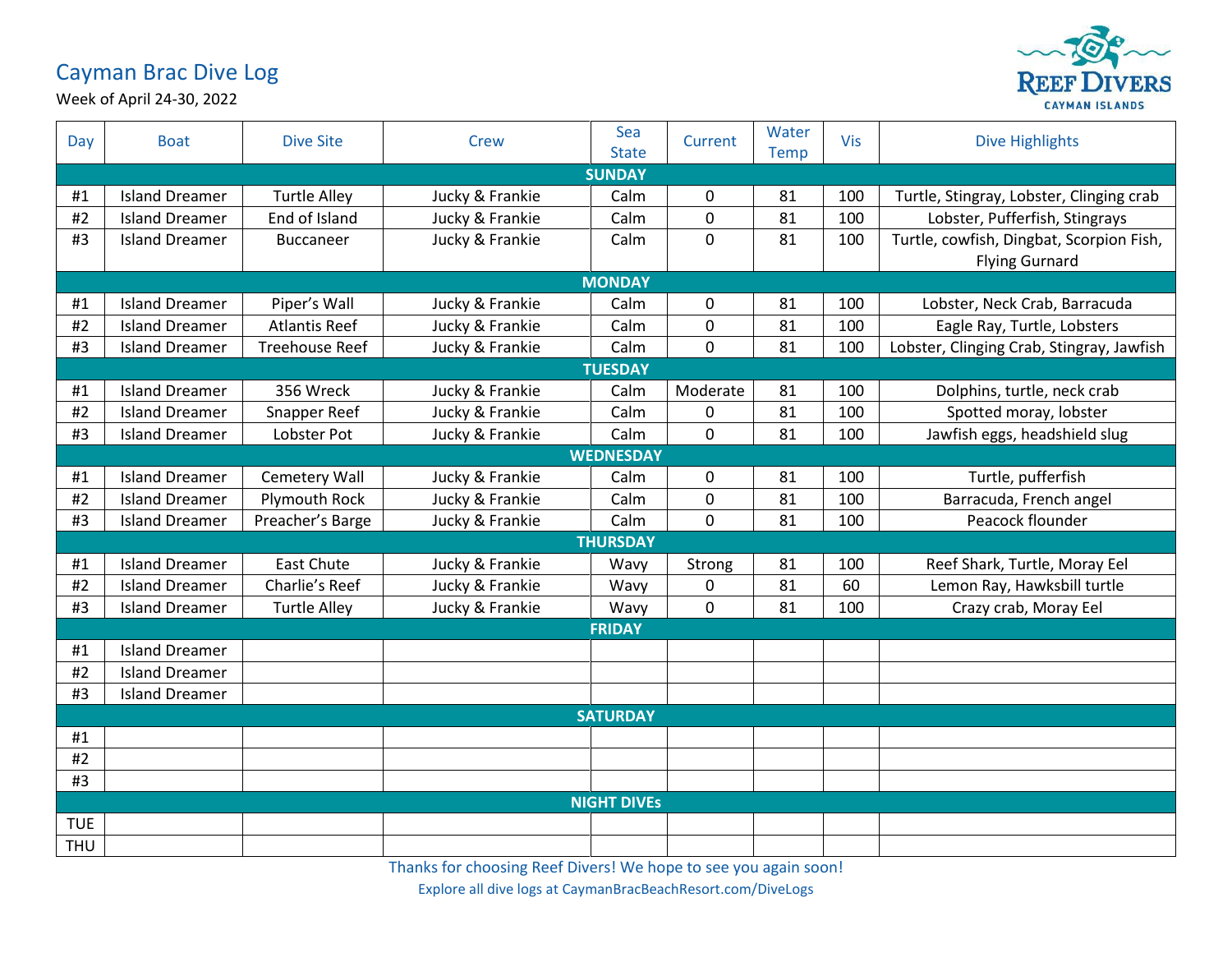# Cayman Brac Dive Log

Week of April 24-30, 2022

| Day | Boat | Dive Site | Crew | Sea State | Current | Water Temp | Vis | Dive Highlights |
|---|---|---|---|---|---|---|---|---|
| **SUNDAY** | | | | | | | | |
| #1 | Island Dreamer | Turtle Alley | Jucky & Frankie | Calm | 0 | 81 | 100 | Turtle, Stingray, Lobster, Clinging crab |
| #2 | Island Dreamer | End of Island | Jucky & Frankie | Calm | 0 | 81 | 100 | Lobster, Pufferfish, Stingrays |
| #3 | Island Dreamer | Buccaneer | Jucky & Frankie | Calm | 0 | 81 | 100 | Turtle, cowfish, Dingbat, Scorpion Fish, Flying Gurnard |
| **MONDAY** | | | | | | | | |
| #1 | Island Dreamer | Piper's Wall | Jucky & Frankie | Calm | 0 | 81 | 100 | Lobster, Neck Crab, Barracuda |
| #2 | Island Dreamer | Atlantis Reef | Jucky & Frankie | Calm | 0 | 81 | 100 | Eagle Ray, Turtle, Lobsters |
| #3 | Island Dreamer | Treehouse Reef | Jucky & Frankie | Calm | 0 | 81 | 100 | Lobster, Clinging Crab, Stingray, Jawfish |
| **TUESDAY** | | | | | | | | |
| #1 | Island Dreamer | 356 Wreck | Jucky & Frankie | Calm | Moderate | 81 | 100 | Dolphins, turtle, neck crab |
| #2 | Island Dreamer | Snapper Reef | Jucky & Frankie | Calm | 0 | 81 | 100 | Spotted moray, lobster |
| #3 | Island Dreamer | Lobster Pot | Jucky & Frankie | Calm | 0 | 81 | 100 | Jawfish eggs, headshield slug |
| **WEDNESDAY** | | | | | | | | |
| #1 | Island Dreamer | Cemetery Wall | Jucky & Frankie | Calm | 0 | 81 | 100 | Turtle, pufferfish |
| #2 | Island Dreamer | Plymouth Rock | Jucky & Frankie | Calm | 0 | 81 | 100 | Barracuda, French angel |
| #3 | Island Dreamer | Preacher's Barge | Jucky & Frankie | Calm | 0 | 81 | 100 | Peacock flounder |
| **THURSDAY** | | | | | | | | |
| #1 | Island Dreamer | East Chute | Jucky & Frankie | Wavy | Strong | 81 | 100 | Reef Shark, Turtle, Moray Eel |
| #2 | Island Dreamer | Charlie's Reef | Jucky & Frankie | Wavy | 0 | 81 | 60 | Lemon Ray, Hawksbill turtle |
| #3 | Island Dreamer | Turtle Alley | Jucky & Frankie | Wavy | 0 | 81 | 100 | Crazy crab, Moray Eel |
| **FRIDAY** | | | | | | | | |
| #1 | Island Dreamer | | | | | | | |
| #2 | Island Dreamer | | | | | | | |
| #3 | Island Dreamer | | | | | | | |
| **SATURDAY** | | | | | | | | |
| #1 | | | | | | | | |
| #2 | | | | | | | | |
| #3 | | | | | | | | |
| **NIGHT DIVEs** | | | | | | | | |
| TUE | | | | | | | | |
| THU | | | | | | | | |

Thanks for choosing Reef Divers! We hope to see you again soon!

Explore all dive logs at CaymanBracBeachResort.com/DiveLogs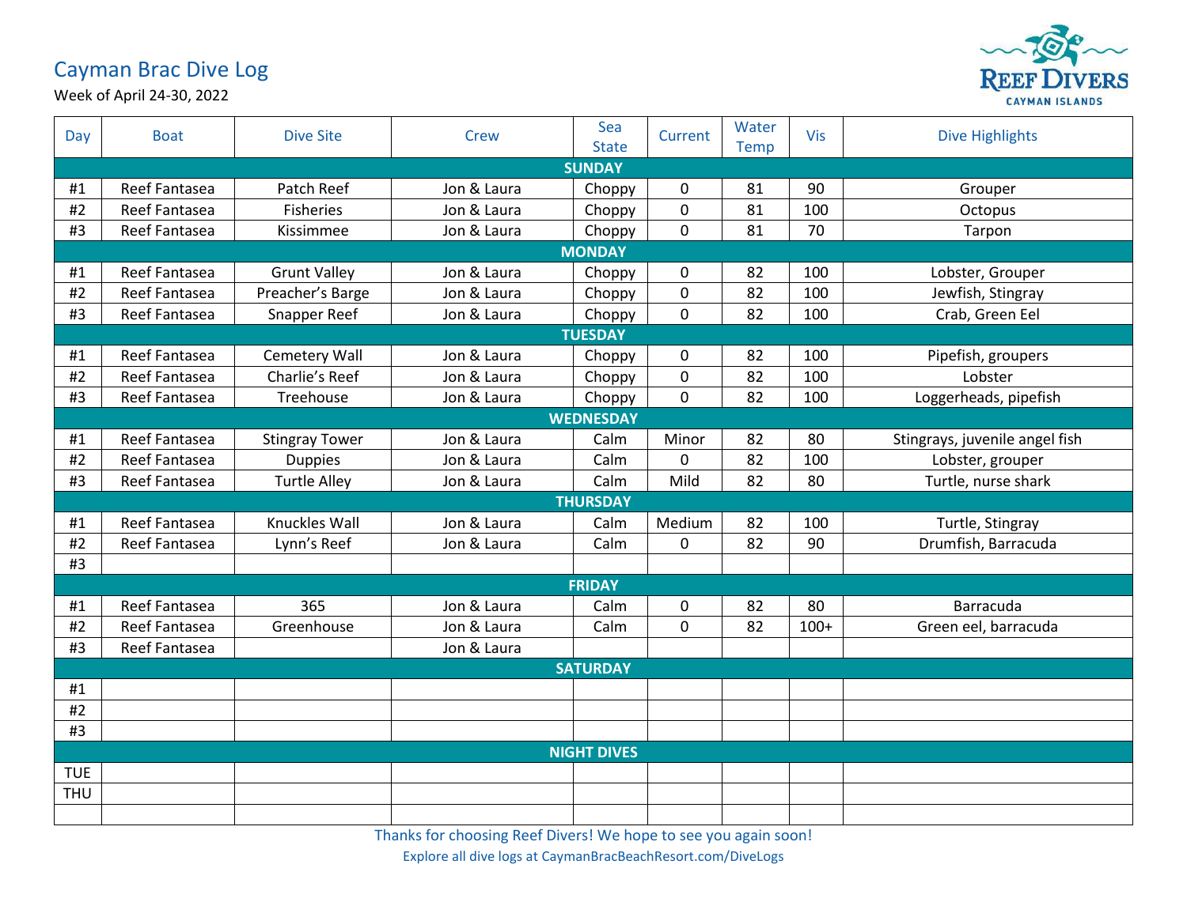# Cayman Brac Dive Log

Week of April 24-30, 2022

REEF DIVERS
CAYMAN ISLANDS

| Day | Boat | Dive Site | Crew | Sea State | Current | Water Temp | Vis | Dive Highlights |
|---|---|---|---|---|---|---|---|---|
| **SUNDAY** | | | | | | | | |
| #1 | Reef Fantasea | Patch Reef | Jon & Laura | Choppy | 0 | 81 | 90 | Grouper |
| #2 | Reef Fantasea | Fisheries | Jon & Laura | Choppy | 0 | 81 | 100 | Octopus |
| #3 | Reef Fantasea | Kissimmee | Jon & Laura | Choppy | 0 | 81 | 70 | Tarpon |
| **MONDAY** | | | | | | | | |
| #1 | Reef Fantasea | Grunt Valley | Jon & Laura | Choppy | 0 | 82 | 100 | Lobster, Grouper |
| #2 | Reef Fantasea | Preacher's Barge | Jon & Laura | Choppy | 0 | 82 | 100 | Jewfish, Stingray |
| #3 | Reef Fantasea | Snapper Reef | Jon & Laura | Choppy | 0 | 82 | 100 | Crab, Green Eel |
| **TUESDAY** | | | | | | | | |
| #1 | Reef Fantasea | Cemetery Wall | Jon & Laura | Choppy | 0 | 82 | 100 | Pipefish, groupers |
| #2 | Reef Fantasea | Charlie's Reef | Jon & Laura | Choppy | 0 | 82 | 100 | Lobster |
| #3 | Reef Fantasea | Treehouse | Jon & Laura | Choppy | 0 | 82 | 100 | Loggerheads, pipefish |
| **WEDNESDAY** | | | | | | | | |
| #1 | Reef Fantasea | Stingray Tower | Jon & Laura | Calm | Minor | 82 | 80 | Stingrays, juvenile angel fish |
| #2 | Reef Fantasea | Duppies | Jon & Laura | Calm | 0 | 82 | 100 | Lobster, grouper |
| #3 | Reef Fantasea | Turtle Alley | Jon & Laura | Calm | Mild | 82 | 80 | Turtle, nurse shark |
| **THURSDAY** | | | | | | | | |
| #1 | Reef Fantasea | Knuckles Wall | Jon & Laura | Calm | Medium | 82 | 100 | Turtle, Stingray |
| #2 | Reef Fantasea | Lynn's Reef | Jon & Laura | Calm | 0 | 82 | 90 | Drumfish, Barracuda |
| #3 | | | | | | | | |
| **FRIDAY** | | | | | | | | |
| #1 | Reef Fantasea | 365 | Jon & Laura | Calm | 0 | 82 | 80 | Barracuda |
| #2 | Reef Fantasea | Greenhouse | Jon & Laura | Calm | 0 | 82 | 100+ | Green eel, barracuda |
| #3 | Reef Fantasea | | Jon & Laura | | | | | |
| **SATURDAY** | | | | | | | | |
| #1 | | | | | | | | |
| #2 | | | | | | | | |
| #3 | | | | | | | | |
| **NIGHT DIVES** | | | | | | | | |
| TUE | | | | | | | | |
| THU | | | | | | | | |
| | | | | | | | | |

Thanks for choosing Reef Divers! We hope to see you again soon!

Explore all dive logs at CaymanBracBeachResort.com/DiveLogs